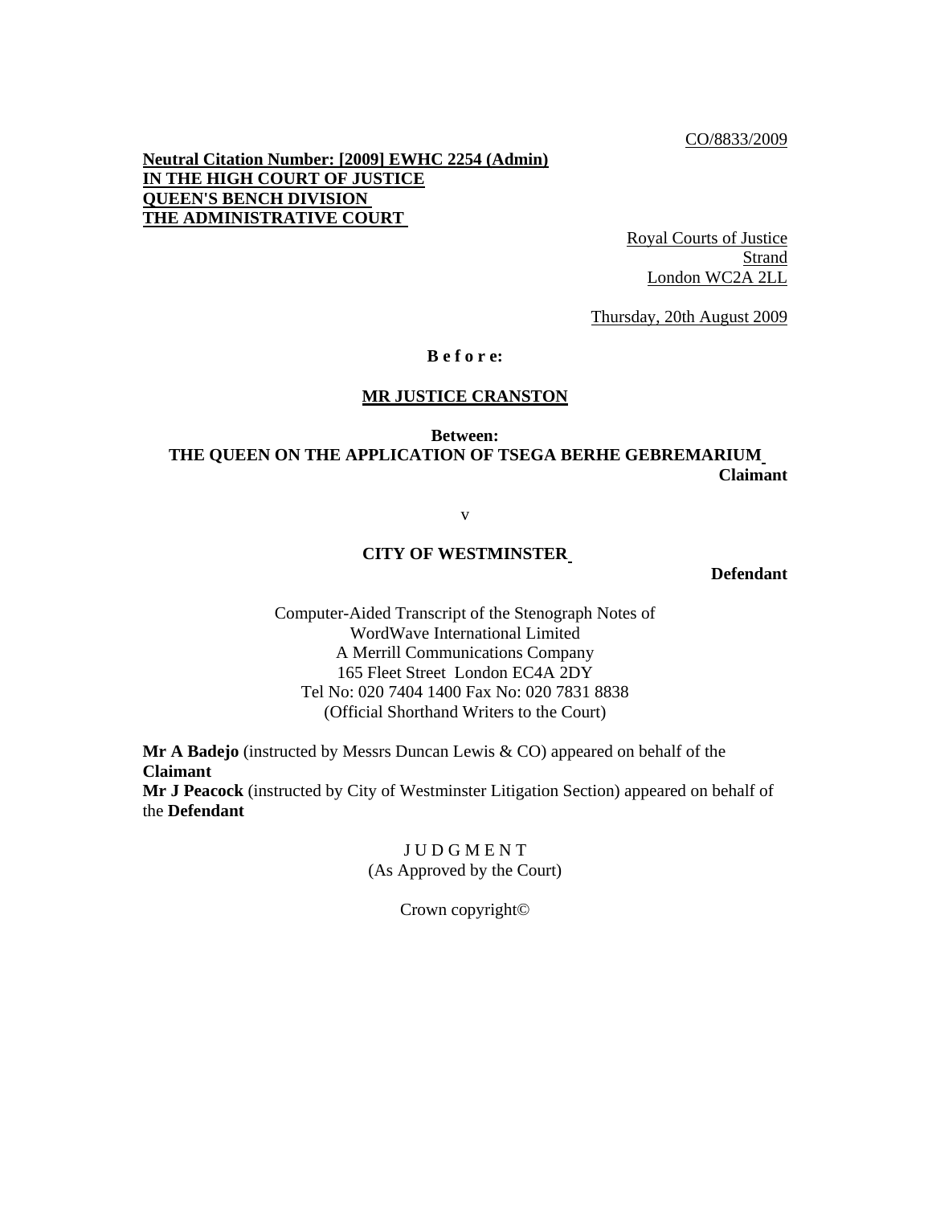CO/8833/2009

**Neutral Citation Number: [2009] EWHC 2254 (Admin)**
**IN THE HIGH COURT OF JUSTICE**
**QUEEN'S BENCH DIVISION**
**THE ADMINISTRATIVE COURT**

Royal Courts of Justice
Strand
London WC2A 2LL

Thursday, 20th August 2009

**B e f o r e:**

**MR JUSTICE CRANSTON**

**Between:**
**THE QUEEN ON THE APPLICATION OF TSEGA BERHE GEBREMARIUM**
**Claimant**

v

**CITY OF WESTMINSTER**
**Defendant**

Computer-Aided Transcript of the Stenograph Notes of
WordWave International Limited
A Merrill Communications Company
165 Fleet Street London EC4A 2DY
Tel No: 020 7404 1400 Fax No: 020 7831 8838
(Official Shorthand Writers to the Court)

**Mr A Badejo** (instructed by Messrs Duncan Lewis & CO) appeared on behalf of the **Claimant**
**Mr J Peacock** (instructed by City of Westminster Litigation Section) appeared on behalf of the **Defendant**

J U D G M E N T
(As Approved by the Court)

Crown copyright©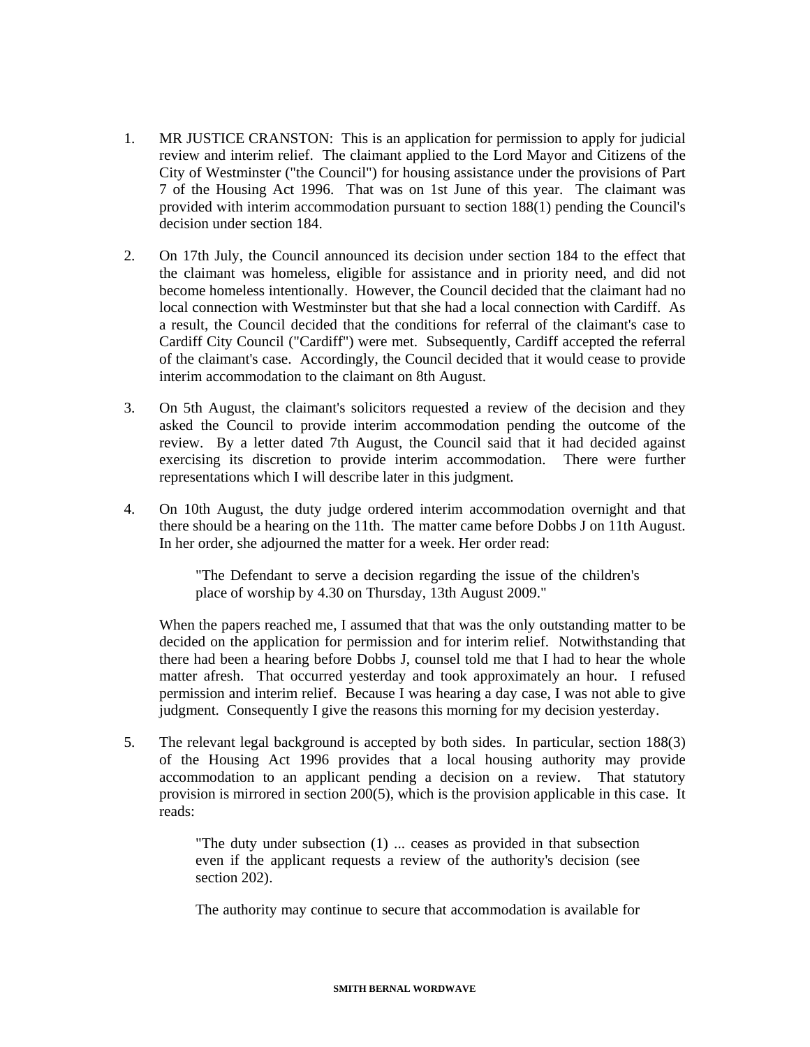1. MR JUSTICE CRANSTON: This is an application for permission to apply for judicial review and interim relief. The claimant applied to the Lord Mayor and Citizens of the City of Westminster ("the Council") for housing assistance under the provisions of Part 7 of the Housing Act 1996. That was on 1st June of this year. The claimant was provided with interim accommodation pursuant to section 188(1) pending the Council's decision under section 184.

2. On 17th July, the Council announced its decision under section 184 to the effect that the claimant was homeless, eligible for assistance and in priority need, and did not become homeless intentionally. However, the Council decided that the claimant had no local connection with Westminster but that she had a local connection with Cardiff. As a result, the Council decided that the conditions for referral of the claimant's case to Cardiff City Council ("Cardiff") were met. Subsequently, Cardiff accepted the referral of the claimant's case. Accordingly, the Council decided that it would cease to provide interim accommodation to the claimant on 8th August.

3. On 5th August, the claimant's solicitors requested a review of the decision and they asked the Council to provide interim accommodation pending the outcome of the review. By a letter dated 7th August, the Council said that it had decided against exercising its discretion to provide interim accommodation. There were further representations which I will describe later in this judgment.

4. On 10th August, the duty judge ordered interim accommodation overnight and that there should be a hearing on the 11th. The matter came before Dobbs J on 11th August. In her order, she adjourned the matter for a week. Her order read:

   > "The Defendant to serve a decision regarding the issue of the children's place of worship by 4.30 on Thursday, 13th August 2009."

   When the papers reached me, I assumed that that was the only outstanding matter to be decided on the application for permission and for interim relief. Notwithstanding that there had been a hearing before Dobbs J, counsel told me that I had to hear the whole matter afresh. That occurred yesterday and took approximately an hour. I refused permission and interim relief. Because I was hearing a day case, I was not able to give judgment. Consequently I give the reasons this morning for my decision yesterday.

5. The relevant legal background is accepted by both sides. In particular, section 188(3) of the Housing Act 1996 provides that a local housing authority may provide accommodation to an applicant pending a decision on a review. That statutory provision is mirrored in section 200(5), which is the provision applicable in this case. It reads:

   > "The duty under subsection (1) ... ceases as provided in that subsection even if the applicant requests a review of the authority's decision (see section 202).
   >
   > The authority may continue to secure that accommodation is available for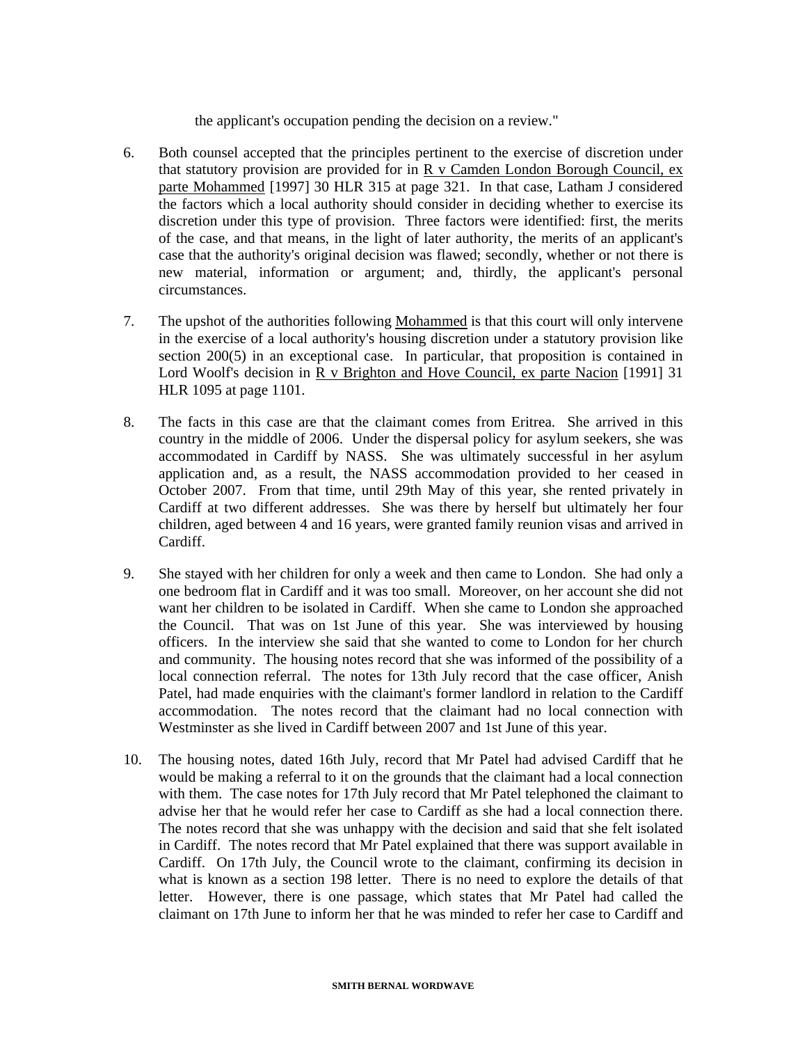the applicant's occupation pending the decision on a review."

6. Both counsel accepted that the principles pertinent to the exercise of discretion under that statutory provision are provided for in R v Camden London Borough Council, ex parte Mohammed [1997] 30 HLR 315 at page 321. In that case, Latham J considered the factors which a local authority should consider in deciding whether to exercise its discretion under this type of provision. Three factors were identified: first, the merits of the case, and that means, in the light of later authority, the merits of an applicant's case that the authority's original decision was flawed; secondly, whether or not there is new material, information or argument; and, thirdly, the applicant's personal circumstances.

7. The upshot of the authorities following Mohammed is that this court will only intervene in the exercise of a local authority's housing discretion under a statutory provision like section 200(5) in an exceptional case. In particular, that proposition is contained in Lord Woolf's decision in R v Brighton and Hove Council, ex parte Nacion [1991] 31 HLR 1095 at page 1101.

8. The facts in this case are that the claimant comes from Eritrea. She arrived in this country in the middle of 2006. Under the dispersal policy for asylum seekers, she was accommodated in Cardiff by NASS. She was ultimately successful in her asylum application and, as a result, the NASS accommodation provided to her ceased in October 2007. From that time, until 29th May of this year, she rented privately in Cardiff at two different addresses. She was there by herself but ultimately her four children, aged between 4 and 16 years, were granted family reunion visas and arrived in Cardiff.

9. She stayed with her children for only a week and then came to London. She had only a one bedroom flat in Cardiff and it was too small. Moreover, on her account she did not want her children to be isolated in Cardiff. When she came to London she approached the Council. That was on 1st June of this year. She was interviewed by housing officers. In the interview she said that she wanted to come to London for her church and community. The housing notes record that she was informed of the possibility of a local connection referral. The notes for 13th July record that the case officer, Anish Patel, had made enquiries with the claimant's former landlord in relation to the Cardiff accommodation. The notes record that the claimant had no local connection with Westminster as she lived in Cardiff between 2007 and 1st June of this year.

10. The housing notes, dated 16th July, record that Mr Patel had advised Cardiff that he would be making a referral to it on the grounds that the claimant had a local connection with them. The case notes for 17th July record that Mr Patel telephoned the claimant to advise her that he would refer her case to Cardiff as she had a local connection there. The notes record that she was unhappy with the decision and said that she felt isolated in Cardiff. The notes record that Mr Patel explained that there was support available in Cardiff. On 17th July, the Council wrote to the claimant, confirming its decision in what is known as a section 198 letter. There is no need to explore the details of that letter. However, there is one passage, which states that Mr Patel had called the claimant on 17th June to inform her that he was minded to refer her case to Cardiff and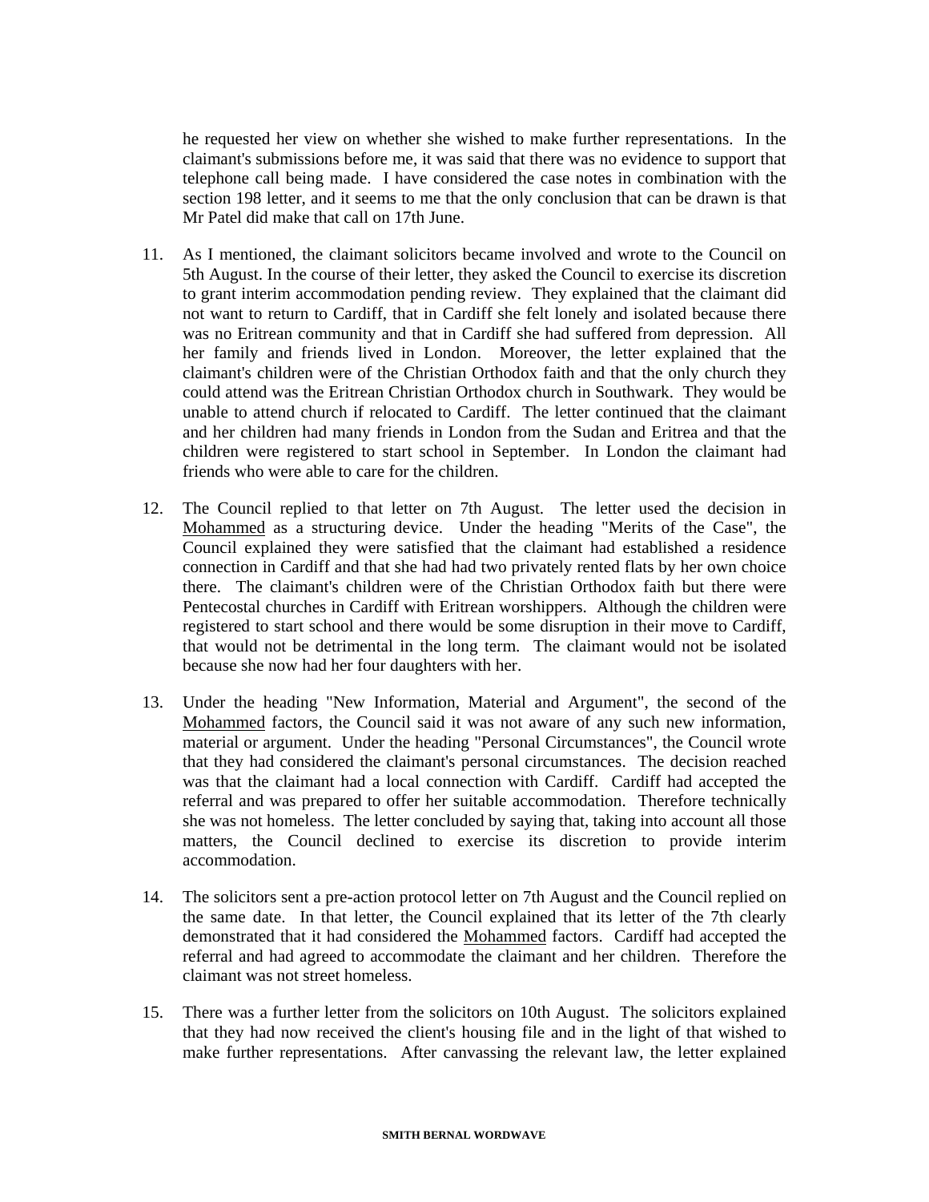he requested her view on whether she wished to make further representations. In the claimant's submissions before me, it was said that there was no evidence to support that telephone call being made. I have considered the case notes in combination with the section 198 letter, and it seems to me that the only conclusion that can be drawn is that Mr Patel did make that call on 17th June.

11. As I mentioned, the claimant solicitors became involved and wrote to the Council on 5th August. In the course of their letter, they asked the Council to exercise its discretion to grant interim accommodation pending review. They explained that the claimant did not want to return to Cardiff, that in Cardiff she felt lonely and isolated because there was no Eritrean community and that in Cardiff she had suffered from depression. All her family and friends lived in London. Moreover, the letter explained that the claimant's children were of the Christian Orthodox faith and that the only church they could attend was the Eritrean Christian Orthodox church in Southwark. They would be unable to attend church if relocated to Cardiff. The letter continued that the claimant and her children had many friends in London from the Sudan and Eritrea and that the children were registered to start school in September. In London the claimant had friends who were able to care for the children.

12. The Council replied to that letter on 7th August. The letter used the decision in Mohammed as a structuring device. Under the heading "Merits of the Case", the Council explained they were satisfied that the claimant had established a residence connection in Cardiff and that she had had two privately rented flats by her own choice there. The claimant's children were of the Christian Orthodox faith but there were Pentecostal churches in Cardiff with Eritrean worshippers. Although the children were registered to start school and there would be some disruption in their move to Cardiff, that would not be detrimental in the long term. The claimant would not be isolated because she now had her four daughters with her.

13. Under the heading "New Information, Material and Argument", the second of the Mohammed factors, the Council said it was not aware of any such new information, material or argument. Under the heading "Personal Circumstances", the Council wrote that they had considered the claimant's personal circumstances. The decision reached was that the claimant had a local connection with Cardiff. Cardiff had accepted the referral and was prepared to offer her suitable accommodation. Therefore technically she was not homeless. The letter concluded by saying that, taking into account all those matters, the Council declined to exercise its discretion to provide interim accommodation.

14. The solicitors sent a pre-action protocol letter on 7th August and the Council replied on the same date. In that letter, the Council explained that its letter of the 7th clearly demonstrated that it had considered the Mohammed factors. Cardiff had accepted the referral and had agreed to accommodate the claimant and her children. Therefore the claimant was not street homeless.

15. There was a further letter from the solicitors on 10th August. The solicitors explained that they had now received the client's housing file and in the light of that wished to make further representations. After canvassing the relevant law, the letter explained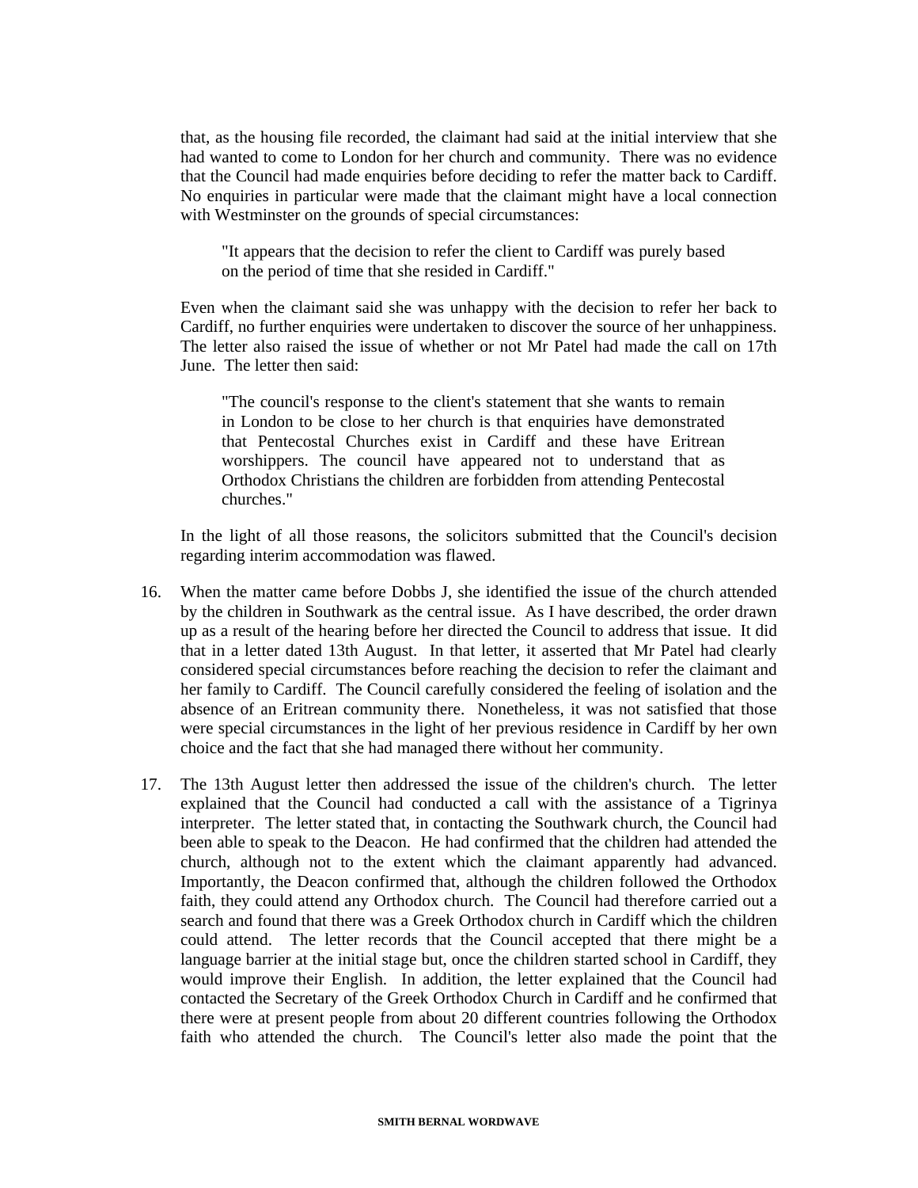that, as the housing file recorded, the claimant had said at the initial interview that she had wanted to come to London for her church and community. There was no evidence that the Council had made enquiries before deciding to refer the matter back to Cardiff. No enquiries in particular were made that the claimant might have a local connection with Westminster on the grounds of special circumstances:

> "It appears that the decision to refer the client to Cardiff was purely based on the period of time that she resided in Cardiff."

Even when the claimant said she was unhappy with the decision to refer her back to Cardiff, no further enquiries were undertaken to discover the source of her unhappiness. The letter also raised the issue of whether or not Mr Patel had made the call on 17th June. The letter then said:

> "The council's response to the client's statement that she wants to remain in London to be close to her church is that enquiries have demonstrated that Pentecostal Churches exist in Cardiff and these have Eritrean worshippers. The council have appeared not to understand that as Orthodox Christians the children are forbidden from attending Pentecostal churches."

In the light of all those reasons, the solicitors submitted that the Council's decision regarding interim accommodation was flawed.

16. When the matter came before Dobbs J, she identified the issue of the church attended by the children in Southwark as the central issue. As I have described, the order drawn up as a result of the hearing before her directed the Council to address that issue. It did that in a letter dated 13th August. In that letter, it asserted that Mr Patel had clearly considered special circumstances before reaching the decision to refer the claimant and her family to Cardiff. The Council carefully considered the feeling of isolation and the absence of an Eritrean community there. Nonetheless, it was not satisfied that those were special circumstances in the light of her previous residence in Cardiff by her own choice and the fact that she had managed there without her community.

17. The 13th August letter then addressed the issue of the children's church. The letter explained that the Council had conducted a call with the assistance of a Tigrinya interpreter. The letter stated that, in contacting the Southwark church, the Council had been able to speak to the Deacon. He had confirmed that the children had attended the church, although not to the extent which the claimant apparently had advanced. Importantly, the Deacon confirmed that, although the children followed the Orthodox faith, they could attend any Orthodox church. The Council had therefore carried out a search and found that there was a Greek Orthodox church in Cardiff which the children could attend. The letter records that the Council accepted that there might be a language barrier at the initial stage but, once the children started school in Cardiff, they would improve their English. In addition, the letter explained that the Council had contacted the Secretary of the Greek Orthodox Church in Cardiff and he confirmed that there were at present people from about 20 different countries following the Orthodox faith who attended the church. The Council's letter also made the point that the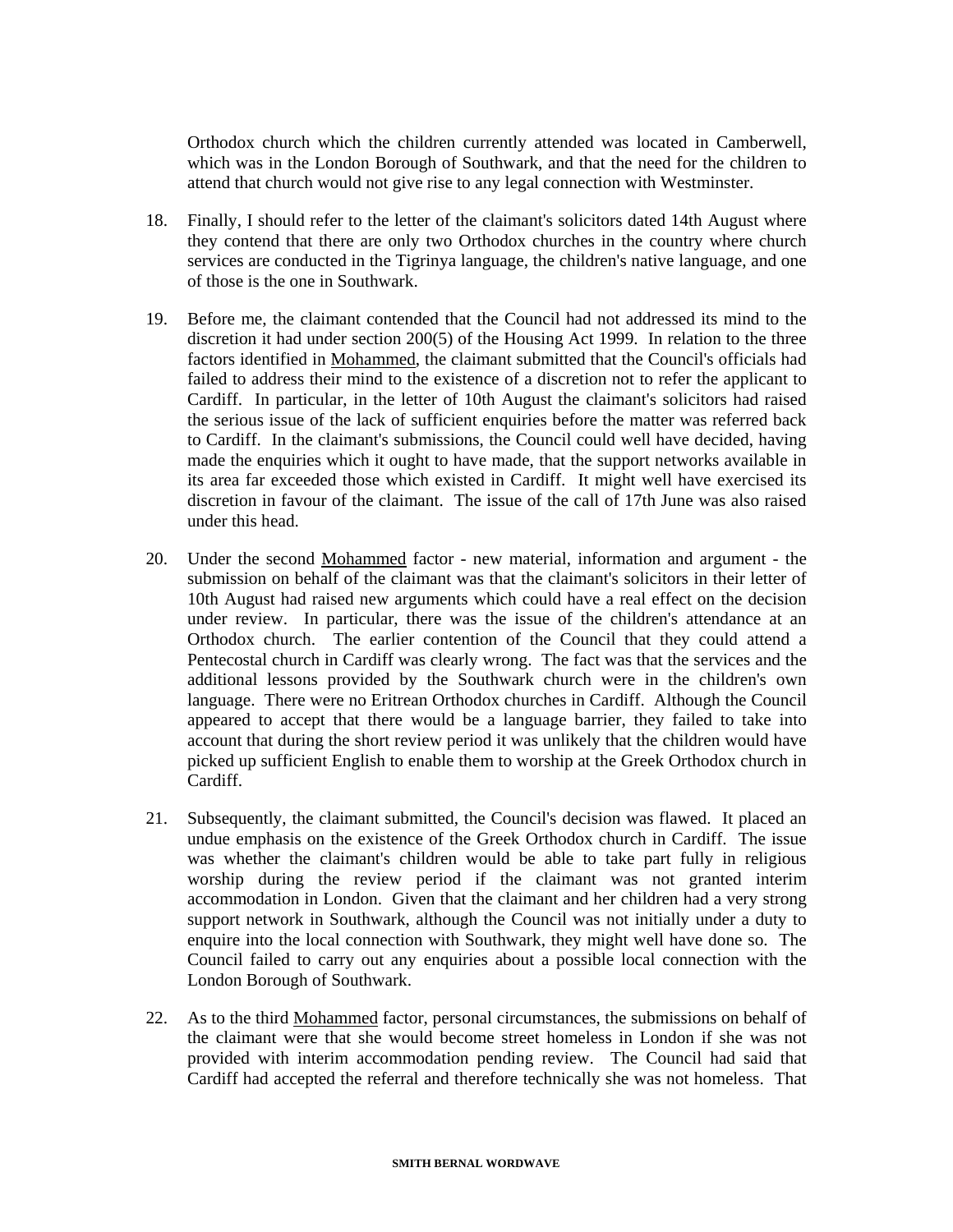Orthodox church which the children currently attended was located in Camberwell, which was in the London Borough of Southwark, and that the need for the children to attend that church would not give rise to any legal connection with Westminster.

18. Finally, I should refer to the letter of the claimant's solicitors dated 14th August where they contend that there are only two Orthodox churches in the country where church services are conducted in the Tigrinya language, the children's native language, and one of those is the one in Southwark.

19. Before me, the claimant contended that the Council had not addressed its mind to the discretion it had under section 200(5) of the Housing Act 1999. In relation to the three factors identified in Mohammed, the claimant submitted that the Council's officials had failed to address their mind to the existence of a discretion not to refer the applicant to Cardiff. In particular, in the letter of 10th August the claimant's solicitors had raised the serious issue of the lack of sufficient enquiries before the matter was referred back to Cardiff. In the claimant's submissions, the Council could well have decided, having made the enquiries which it ought to have made, that the support networks available in its area far exceeded those which existed in Cardiff. It might well have exercised its discretion in favour of the claimant. The issue of the call of 17th June was also raised under this head.

20. Under the second Mohammed factor - new material, information and argument - the submission on behalf of the claimant was that the claimant's solicitors in their letter of 10th August had raised new arguments which could have a real effect on the decision under review. In particular, there was the issue of the children's attendance at an Orthodox church. The earlier contention of the Council that they could attend a Pentecostal church in Cardiff was clearly wrong. The fact was that the services and the additional lessons provided by the Southwark church were in the children's own language. There were no Eritrean Orthodox churches in Cardiff. Although the Council appeared to accept that there would be a language barrier, they failed to take into account that during the short review period it was unlikely that the children would have picked up sufficient English to enable them to worship at the Greek Orthodox church in Cardiff.

21. Subsequently, the claimant submitted, the Council's decision was flawed. It placed an undue emphasis on the existence of the Greek Orthodox church in Cardiff. The issue was whether the claimant's children would be able to take part fully in religious worship during the review period if the claimant was not granted interim accommodation in London. Given that the claimant and her children had a very strong support network in Southwark, although the Council was not initially under a duty to enquire into the local connection with Southwark, they might well have done so. The Council failed to carry out any enquiries about a possible local connection with the London Borough of Southwark.

22. As to the third Mohammed factor, personal circumstances, the submissions on behalf of the claimant were that she would become street homeless in London if she was not provided with interim accommodation pending review. The Council had said that Cardiff had accepted the referral and therefore technically she was not homeless. That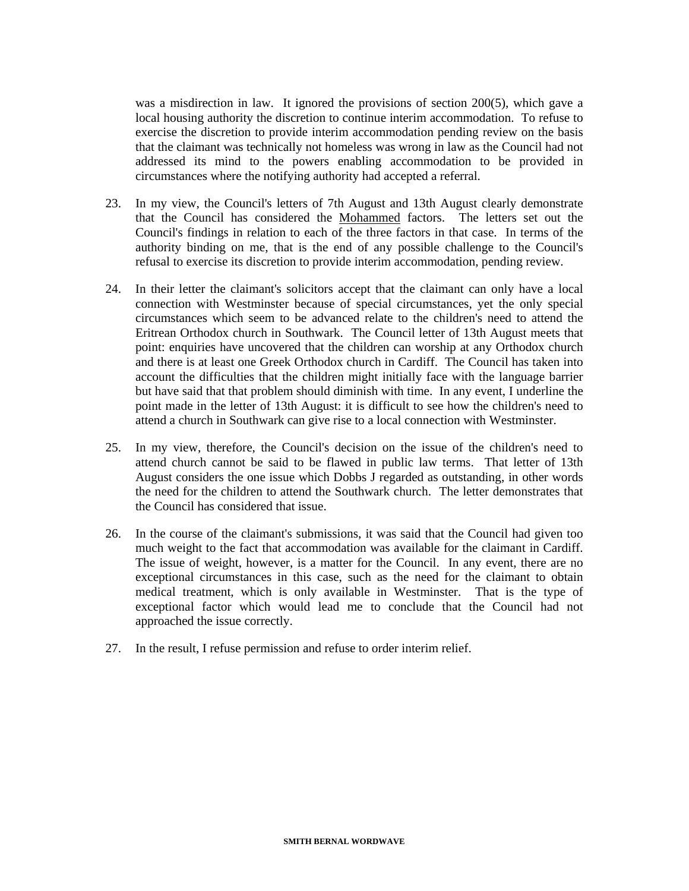was a misdirection in law. It ignored the provisions of section 200(5), which gave a local housing authority the discretion to continue interim accommodation. To refuse to exercise the discretion to provide interim accommodation pending review on the basis that the claimant was technically not homeless was wrong in law as the Council had not addressed its mind to the powers enabling accommodation to be provided in circumstances where the notifying authority had accepted a referral.

23. In my view, the Council's letters of 7th August and 13th August clearly demonstrate that the Council has considered the Mohammed factors. The letters set out the Council's findings in relation to each of the three factors in that case. In terms of the authority binding on me, that is the end of any possible challenge to the Council's refusal to exercise its discretion to provide interim accommodation, pending review.

24. In their letter the claimant's solicitors accept that the claimant can only have a local connection with Westminster because of special circumstances, yet the only special circumstances which seem to be advanced relate to the children's need to attend the Eritrean Orthodox church in Southwark. The Council letter of 13th August meets that point: enquiries have uncovered that the children can worship at any Orthodox church and there is at least one Greek Orthodox church in Cardiff. The Council has taken into account the difficulties that the children might initially face with the language barrier but have said that that problem should diminish with time. In any event, I underline the point made in the letter of 13th August: it is difficult to see how the children's need to attend a church in Southwark can give rise to a local connection with Westminster.

25. In my view, therefore, the Council's decision on the issue of the children's need to attend church cannot be said to be flawed in public law terms. That letter of 13th August considers the one issue which Dobbs J regarded as outstanding, in other words the need for the children to attend the Southwark church. The letter demonstrates that the Council has considered that issue.

26. In the course of the claimant's submissions, it was said that the Council had given too much weight to the fact that accommodation was available for the claimant in Cardiff. The issue of weight, however, is a matter for the Council. In any event, there are no exceptional circumstances in this case, such as the need for the claimant to obtain medical treatment, which is only available in Westminster. That is the type of exceptional factor which would lead me to conclude that the Council had not approached the issue correctly.

27. In the result, I refuse permission and refuse to order interim relief.